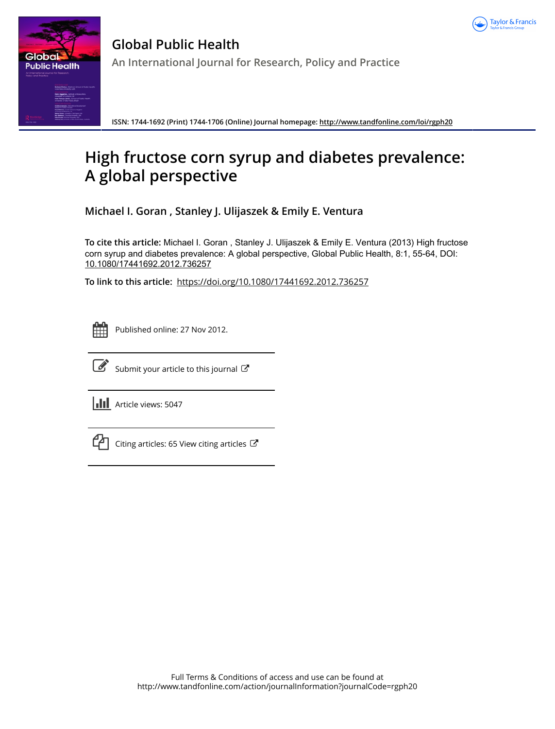# Global Public Health

An International Journal for Research, Policy and Practice

ISSN: 1744-1692 (Print) 1744-1706 (Online) Journal homepage: http://www.tandfonline.com/loi/rgph20

# High fructose corn syrup and diabetes prevalence: A global perspective

**Michael I. Goran , Stanley J. Ulijaszek & Emily E. Ventura**

**To cite this article:** Michael I. Goran , Stanley J. Ulijaszek & Emily E. Ventura (2013) High fructose corn syrup and diabetes prevalence: A global perspective, Global Public Health, 8:1, 55-64, DOI: 10.1080/17441692.2012.736257

**To link to this article:** https://doi.org/10.1080/17441692.2012.736257

Published online: 27 Nov 2012.

Submit your article to this journal

Article views: 5047

Citing articles: 65 View citing articles

Full Terms & Conditions of access and use can be found at
http://www.tandfonline.com/action/journalInformation?journalCode=rgph20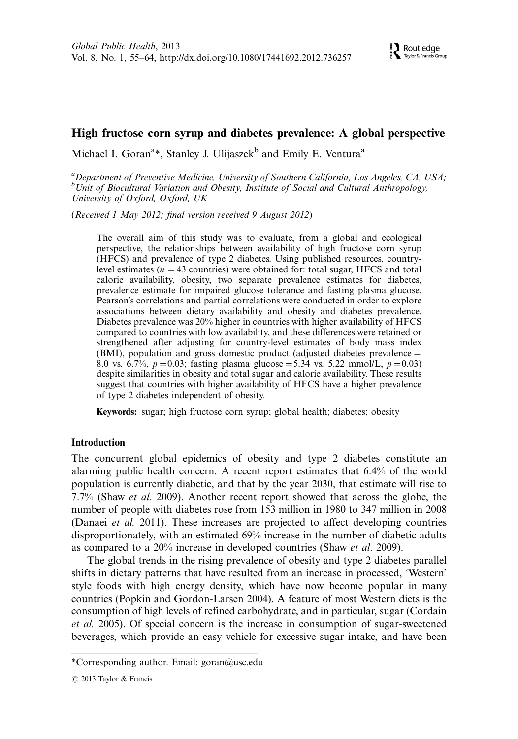# High fructose corn syrup and diabetes prevalence: A global perspective

Michael I. Goran[a]*, Stanley J. Ulijaszek[b] and Emily E. Ventura[a]

[a]*Department of Preventive Medicine, University of Southern California, Los Angeles, CA, USA;* [b]*Unit of Biocultural Variation and Obesity, Institute of Social and Cultural Anthropology, University of Oxford, Oxford, UK*

(*Received 1 May 2012; final version received 9 August 2012*)

The overall aim of this study was to evaluate, from a global and ecological perspective, the relationships between availability of high fructose corn syrup (HFCS) and prevalence of type 2 diabetes. Using published resources, country-level estimates ($n = 43$ countries) were obtained for: total sugar, HFCS and total calorie availability, obesity, two separate prevalence estimates for diabetes, prevalence estimate for impaired glucose tolerance and fasting plasma glucose. Pearson's correlations and partial correlations were conducted in order to explore associations between dietary availability and obesity and diabetes prevalence. Diabetes prevalence was 20% higher in countries with higher availability of HFCS compared to countries with low availability, and these differences were retained or strengthened after adjusting for country-level estimates of body mass index (BMI), population and gross domestic product (adjusted diabetes prevalence = 8.0 vs. 6.7%, $p = 0.03$; fasting plasma glucose = 5.34 vs. 5.22 mmol/L, $p = 0.03$) despite similarities in obesity and total sugar and calorie availability. These results suggest that countries with higher availability of HFCS have a higher prevalence of type 2 diabetes independent of obesity.

**Keywords:** sugar; high fructose corn syrup; global health; diabetes; obesity

## Introduction

The concurrent global epidemics of obesity and type 2 diabetes constitute an alarming public health concern. A recent report estimates that 6.4% of the world population is currently diabetic, and that by the year 2030, that estimate will rise to 7.7% (Shaw *et al.* 2009). Another recent report showed that across the globe, the number of people with diabetes rose from 153 million in 1980 to 347 million in 2008 (Danaei *et al.* 2011). These increases are projected to affect developing countries disproportionately, with an estimated 69% increase in the number of diabetic adults as compared to a 20% increase in developed countries (Shaw *et al.* 2009).

The global trends in the rising prevalence of obesity and type 2 diabetes parallel shifts in dietary patterns that have resulted from an increase in processed, 'Western' style foods with high energy density, which have now become popular in many countries (Popkin and Gordon-Larsen 2004). A feature of most Western diets is the consumption of high levels of refined carbohydrate, and in particular, sugar (Cordain *et al.* 2005). Of special concern is the increase in consumption of sugar-sweetened beverages, which provide an easy vehicle for excessive sugar intake, and have been

*Corresponding author. Email: goran@usc.edu

© 2013 Taylor & Francis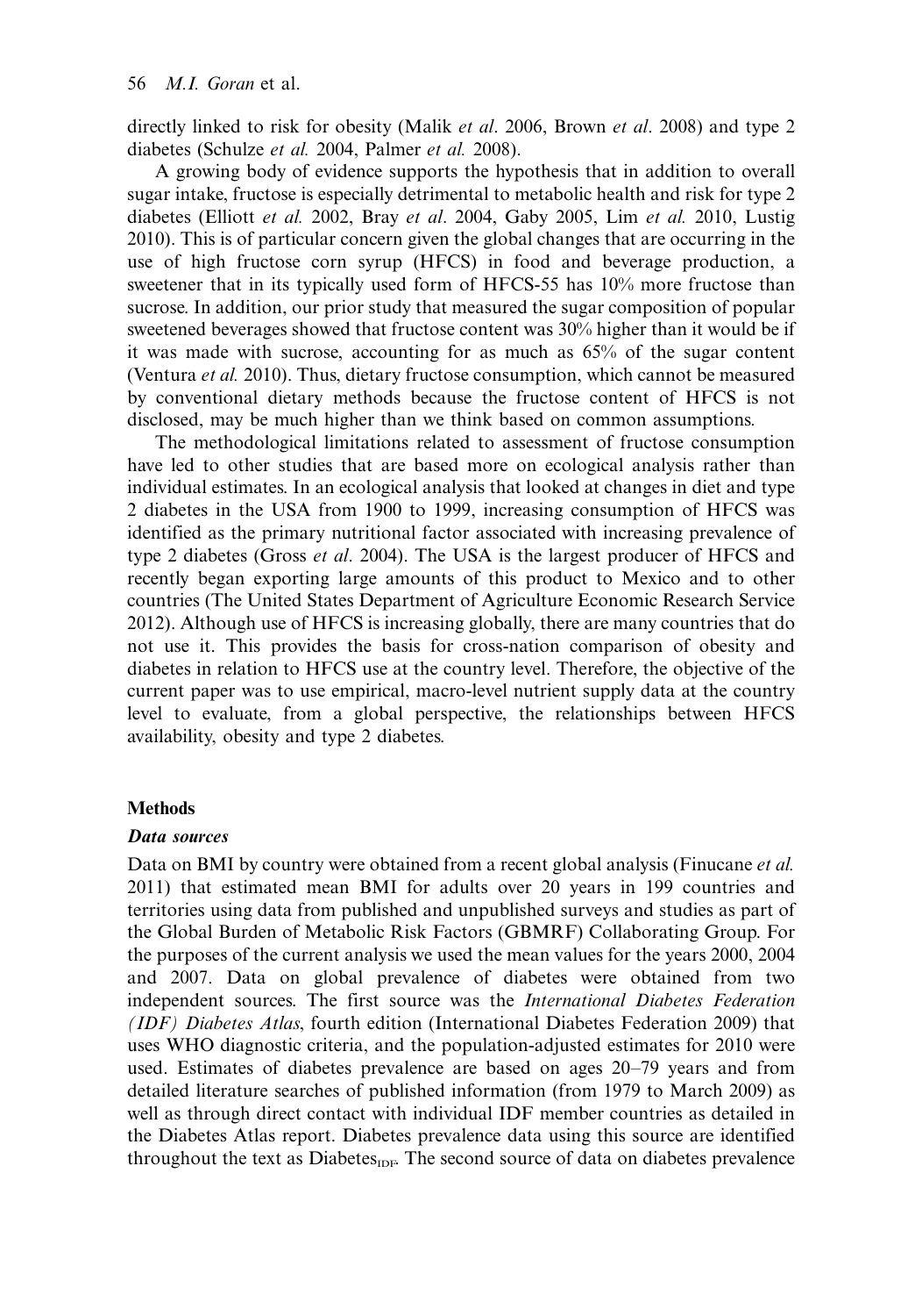directly linked to risk for obesity (Malik *et al*. 2006, Brown *et al*. 2008) and type 2 diabetes (Schulze *et al.* 2004, Palmer *et al.* 2008).

A growing body of evidence supports the hypothesis that in addition to overall sugar intake, fructose is especially detrimental to metabolic health and risk for type 2 diabetes (Elliott *et al.* 2002, Bray *et al*. 2004, Gaby 2005, Lim *et al.* 2010, Lustig 2010). This is of particular concern given the global changes that are occurring in the use of high fructose corn syrup (HFCS) in food and beverage production, a sweetener that in its typically used form of HFCS-55 has 10% more fructose than sucrose. In addition, our prior study that measured the sugar composition of popular sweetened beverages showed that fructose content was 30% higher than it would be if it was made with sucrose, accounting for as much as 65% of the sugar content (Ventura *et al.* 2010). Thus, dietary fructose consumption, which cannot be measured by conventional dietary methods because the fructose content of HFCS is not disclosed, may be much higher than we think based on common assumptions.

The methodological limitations related to assessment of fructose consumption have led to other studies that are based more on ecological analysis rather than individual estimates. In an ecological analysis that looked at changes in diet and type 2 diabetes in the USA from 1900 to 1999, increasing consumption of HFCS was identified as the primary nutritional factor associated with increasing prevalence of type 2 diabetes (Gross *et al*. 2004). The USA is the largest producer of HFCS and recently began exporting large amounts of this product to Mexico and to other countries (The United States Department of Agriculture Economic Research Service 2012). Although use of HFCS is increasing globally, there are many countries that do not use it. This provides the basis for cross-nation comparison of obesity and diabetes in relation to HFCS use at the country level. Therefore, the objective of the current paper was to use empirical, macro-level nutrient supply data at the country level to evaluate, from a global perspective, the relationships between HFCS availability, obesity and type 2 diabetes.

## Methods

### *Data sources*

Data on BMI by country were obtained from a recent global analysis (Finucane *et al.* 2011) that estimated mean BMI for adults over 20 years in 199 countries and territories using data from published and unpublished surveys and studies as part of the Global Burden of Metabolic Risk Factors (GBMRF) Collaborating Group. For the purposes of the current analysis we used the mean values for the years 2000, 2004 and 2007. Data on global prevalence of diabetes were obtained from two independent sources. The first source was the *International Diabetes Federation (IDF) Diabetes Atlas*, fourth edition (International Diabetes Federation 2009) that uses WHO diagnostic criteria, and the population-adjusted estimates for 2010 were used. Estimates of diabetes prevalence are based on ages 20–79 years and from detailed literature searches of published information (from 1979 to March 2009) as well as through direct contact with individual IDF member countries as detailed in the Diabetes Atlas report. Diabetes prevalence data using this source are identified throughout the text as $\text{Diabetes}_{\text{IDF}}$. The second source of data on diabetes prevalence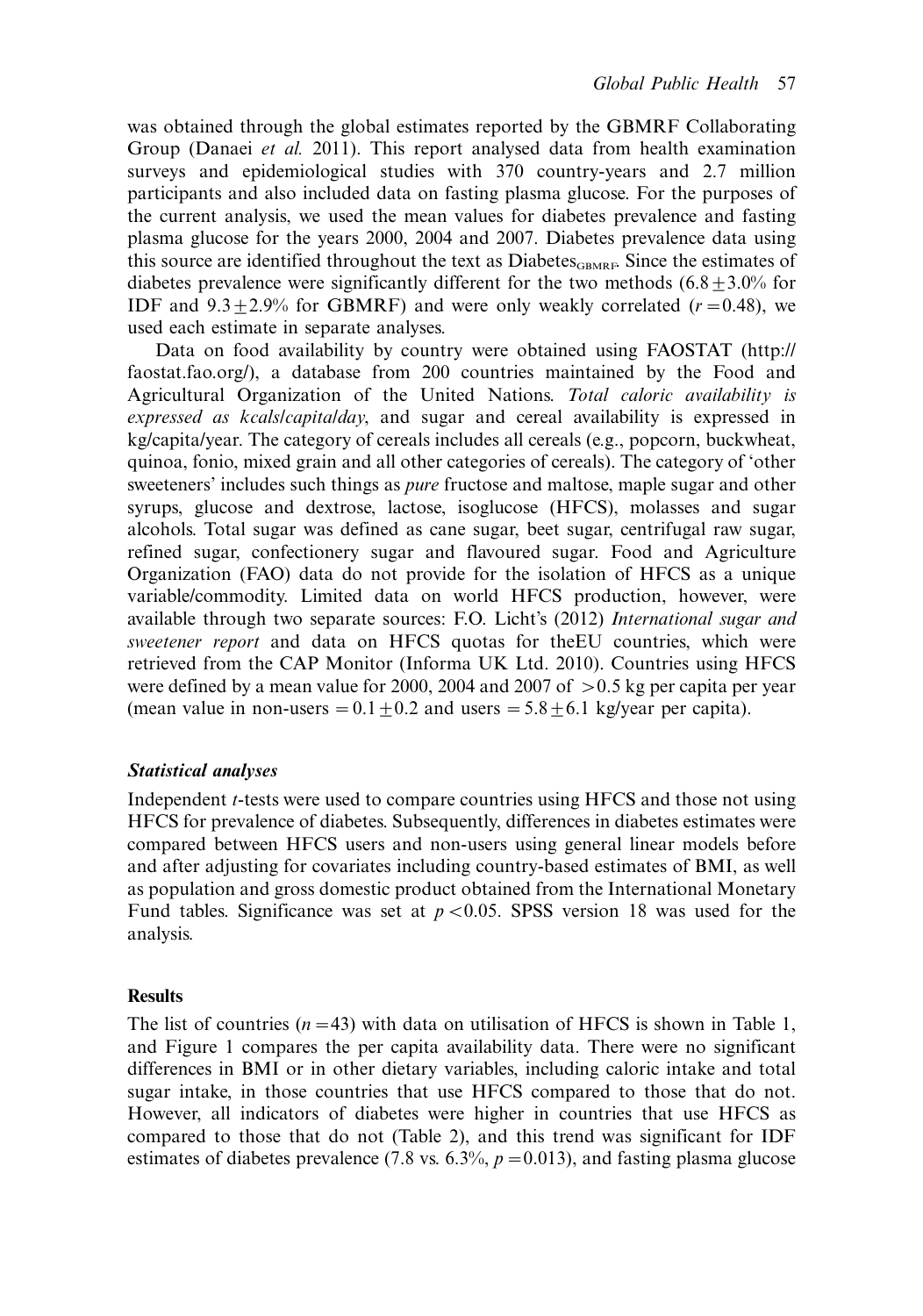was obtained through the global estimates reported by the GBMRF Collaborating Group (Danaei *et al.* 2011). This report analysed data from health examination surveys and epidemiological studies with 370 country-years and 2.7 million participants and also included data on fasting plasma glucose. For the purposes of the current analysis, we used the mean values for diabetes prevalence and fasting plasma glucose for the years 2000, 2004 and 2007. Diabetes prevalence data using this source are identified throughout the text as $\text{Diabetes}_{\text{GBMRF}}$. Since the estimates of diabetes prevalence were significantly different for the two methods ($6.8 \pm 3.0\%$ for IDF and $9.3 \pm 2.9\%$ for GBMRF) and were only weakly correlated ($r = 0.48$), we used each estimate in separate analyses.

Data on food availability by country were obtained using FAOSTAT (http://faostat.fao.org/), a database from 200 countries maintained by the Food and Agricultural Organization of the United Nations. *Total caloric availability is expressed as kcals/capita/day*, and sugar and cereal availability is expressed in kg/capita/year. The category of cereals includes all cereals (e.g., popcorn, buckwheat, quinoa, fonio, mixed grain and all other categories of cereals). The category of 'other sweeteners' includes such things as *pure* fructose and maltose, maple sugar and other syrups, glucose and dextrose, lactose, isoglucose (HFCS), molasses and sugar alcohols. Total sugar was defined as cane sugar, beet sugar, centrifugal raw sugar, refined sugar, confectionery sugar and flavoured sugar. Food and Agriculture Organization (FAO) data do not provide for the isolation of HFCS as a unique variable/commodity. Limited data on world HFCS production, however, were available through two separate sources: F.O. Licht's (2012) *International sugar and sweetener report* and data on HFCS quotas for theEU countries, which were retrieved from the CAP Monitor (Informa UK Ltd. 2010). Countries using HFCS were defined by a mean value for 2000, 2004 and 2007 of $>0.5$ kg per capita per year (mean value in non-users $= 0.1 \pm 0.2$ and users $= 5.8 \pm 6.1$ kg/year per capita).

### *Statistical analyses*

Independent *t*-tests were used to compare countries using HFCS and those not using HFCS for prevalence of diabetes. Subsequently, differences in diabetes estimates were compared between HFCS users and non-users using general linear models before and after adjusting for covariates including country-based estimates of BMI, as well as population and gross domestic product obtained from the International Monetary Fund tables. Significance was set at $p < 0.05$. SPSS version 18 was used for the analysis.

## Results

The list of countries ($n = 43$) with data on utilisation of HFCS is shown in Table 1, and Figure 1 compares the per capita availability data. There were no significant differences in BMI or in other dietary variables, including caloric intake and total sugar intake, in those countries that use HFCS compared to those that do not. However, all indicators of diabetes were higher in countries that use HFCS as compared to those that do not (Table 2), and this trend was significant for IDF estimates of diabetes prevalence (7.8 vs. 6.3%, $p = 0.013$), and fasting plasma glucose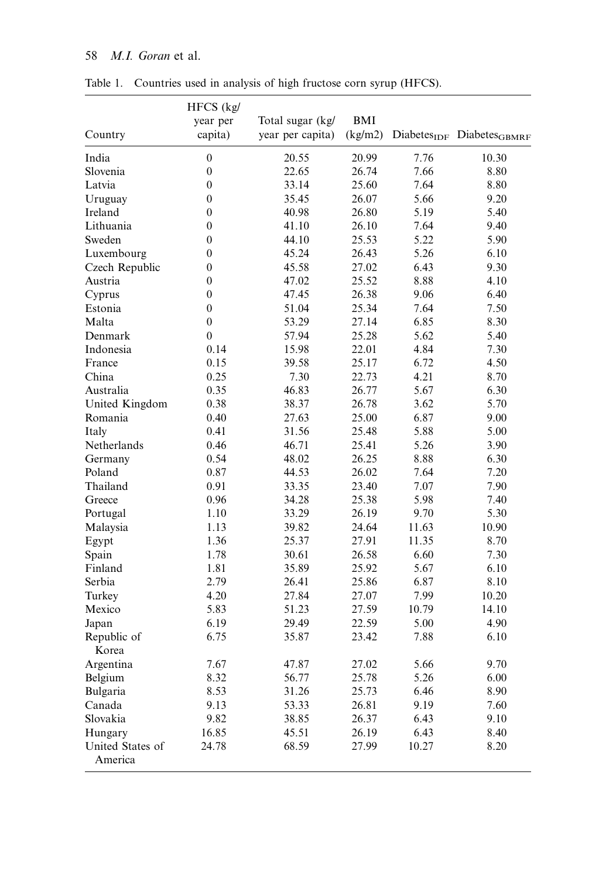Table 1. Countries used in analysis of high fructose corn syrup (HFCS).

| Country | HFCS (kg/ year per capita) | Total sugar (kg/ year per capita) | BMI (kg/m2) | $Diabetes_{IDF}$ | $Diabetes_{GBMRF}$ |
|---|---|---|---|---|---|
| India | 0 | 20.55 | 20.99 | 7.76 | 10.30 |
| Slovenia | 0 | 22.65 | 26.74 | 7.66 | 8.80 |
| Latvia | 0 | 33.14 | 25.60 | 7.64 | 8.80 |
| Uruguay | 0 | 35.45 | 26.07 | 5.66 | 9.20 |
| Ireland | 0 | 40.98 | 26.80 | 5.19 | 5.40 |
| Lithuania | 0 | 41.10 | 26.10 | 7.64 | 9.40 |
| Sweden | 0 | 44.10 | 25.53 | 5.22 | 5.90 |
| Luxembourg | 0 | 45.24 | 26.43 | 5.26 | 6.10 |
| Czech Republic | 0 | 45.58 | 27.02 | 6.43 | 9.30 |
| Austria | 0 | 47.02 | 25.52 | 8.88 | 4.10 |
| Cyprus | 0 | 47.45 | 26.38 | 9.06 | 6.40 |
| Estonia | 0 | 51.04 | 25.34 | 7.64 | 7.50 |
| Malta | 0 | 53.29 | 27.14 | 6.85 | 8.30 |
| Denmark | 0 | 57.94 | 25.28 | 5.62 | 5.40 |
| Indonesia | 0.14 | 15.98 | 22.01 | 4.84 | 7.30 |
| France | 0.15 | 39.58 | 25.17 | 6.72 | 4.50 |
| China | 0.25 | 7.30 | 22.73 | 4.21 | 8.70 |
| Australia | 0.35 | 46.83 | 26.77 | 5.67 | 6.30 |
| United Kingdom | 0.38 | 38.37 | 26.78 | 3.62 | 5.70 |
| Romania | 0.40 | 27.63 | 25.00 | 6.87 | 9.00 |
| Italy | 0.41 | 31.56 | 25.48 | 5.88 | 5.00 |
| Netherlands | 0.46 | 46.71 | 25.41 | 5.26 | 3.90 |
| Germany | 0.54 | 48.02 | 26.25 | 8.88 | 6.30 |
| Poland | 0.87 | 44.53 | 26.02 | 7.64 | 7.20 |
| Thailand | 0.91 | 33.35 | 23.40 | 7.07 | 7.90 |
| Greece | 0.96 | 34.28 | 25.38 | 5.98 | 7.40 |
| Portugal | 1.10 | 33.29 | 26.19 | 9.70 | 5.30 |
| Malaysia | 1.13 | 39.82 | 24.64 | 11.63 | 10.90 |
| Egypt | 1.36 | 25.37 | 27.91 | 11.35 | 8.70 |
| Spain | 1.78 | 30.61 | 26.58 | 6.60 | 7.30 |
| Finland | 1.81 | 35.89 | 25.92 | 5.67 | 6.10 |
| Serbia | 2.79 | 26.41 | 25.86 | 6.87 | 8.10 |
| Turkey | 4.20 | 27.84 | 27.07 | 7.99 | 10.20 |
| Mexico | 5.83 | 51.23 | 27.59 | 10.79 | 14.10 |
| Japan | 6.19 | 29.49 | 22.59 | 5.00 | 4.90 |
| Republic of Korea | 6.75 | 35.87 | 23.42 | 7.88 | 6.10 |
| Argentina | 7.67 | 47.87 | 27.02 | 5.66 | 9.70 |
| Belgium | 8.32 | 56.77 | 25.78 | 5.26 | 6.00 |
| Bulgaria | 8.53 | 31.26 | 25.73 | 6.46 | 8.90 |
| Canada | 9.13 | 53.33 | 26.81 | 9.19 | 7.60 |
| Slovakia | 9.82 | 38.85 | 26.37 | 6.43 | 9.10 |
| Hungary | 16.85 | 45.51 | 26.19 | 6.43 | 8.40 |
| United States of America | 24.78 | 68.59 | 27.99 | 10.27 | 8.20 |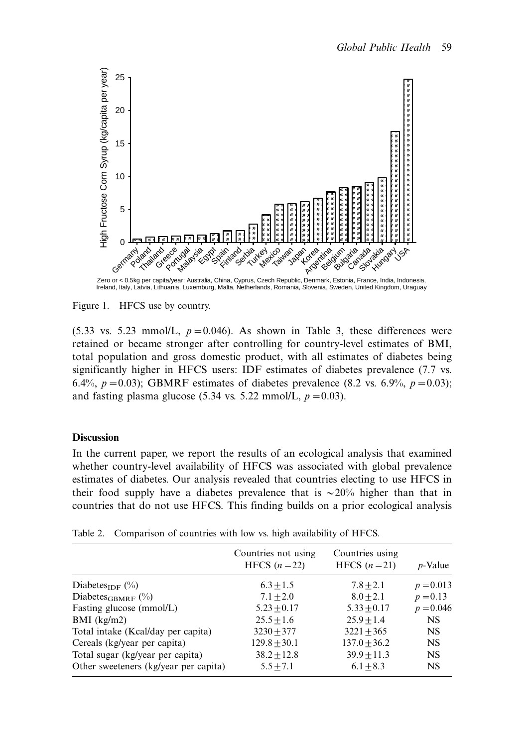Zero or < 0.5kg per capita/year: Australia, China, Cyprus, Czech Republic, Denmark, Estonia, France, India, Indonesia, Ireland, Italy, Latvia, Lithuania, Luxemburg, Malta, Netherlands, Romania, Slovenia, Sweden, United Kingdom, Uraguay

Figure 1. HFCS use by country.

(5.33 vs. 5.23 mmol/L, $p = 0.046$). As shown in Table 3, these differences were retained or became stronger after controlling for country-level estimates of BMI, total population and gross domestic product, with all estimates of diabetes being significantly higher in HFCS users: IDF estimates of diabetes prevalence (7.7 vs. 6.4%, $p = 0.03$); GBMRF estimates of diabetes prevalence (8.2 vs. 6.9%, $p = 0.03$); and fasting plasma glucose (5.34 vs. 5.22 mmol/L, $p = 0.03$).

## Discussion

In the current paper, we report the results of an ecological analysis that examined whether country-level availability of HFCS was associated with global prevalence estimates of diabetes. Our analysis revealed that countries electing to use HFCS in their food supply have a diabetes prevalence that is ~20% higher than that in countries that do not use HFCS. This finding builds on a prior ecological analysis

Table 2. Comparison of countries with low vs. high availability of HFCS.

| | Countries not using HFCS ($n = 22$) | Countries using HFCS ($n = 21$) | $p$-Value |
|---|---|---|---|
| $\text{Diabetes}_{\text{IDF}}$ (%) | $6.3 \pm 1.5$ | $7.8 \pm 2.1$ | $p = 0.013$ |
| $\text{Diabetes}_{\text{GBMRF}}$ (%) | $7.1 \pm 2.0$ | $8.0 \pm 2.1$ | $p = 0.13$ |
| Fasting glucose (mmol/L) | $5.23 \pm 0.17$ | $5.33 \pm 0.17$ | $p = 0.046$ |
| BMI (kg/m2) | $25.5 \pm 1.6$ | $25.9 \pm 1.4$ | NS |
| Total intake (Kcal/day per capita) | $3230 \pm 377$ | $3221 \pm 365$ | NS |
| Cereals (kg/year per capita) | $129.8 \pm 30.1$ | $137.0 \pm 36.2$ | NS |
| Total sugar (kg/year per capita) | $38.2 \pm 12.8$ | $39.9 \pm 11.3$ | NS |
| Other sweeteners (kg/year per capita) | $5.5 \pm 7.1$ | $6.1 \pm 8.3$ | NS |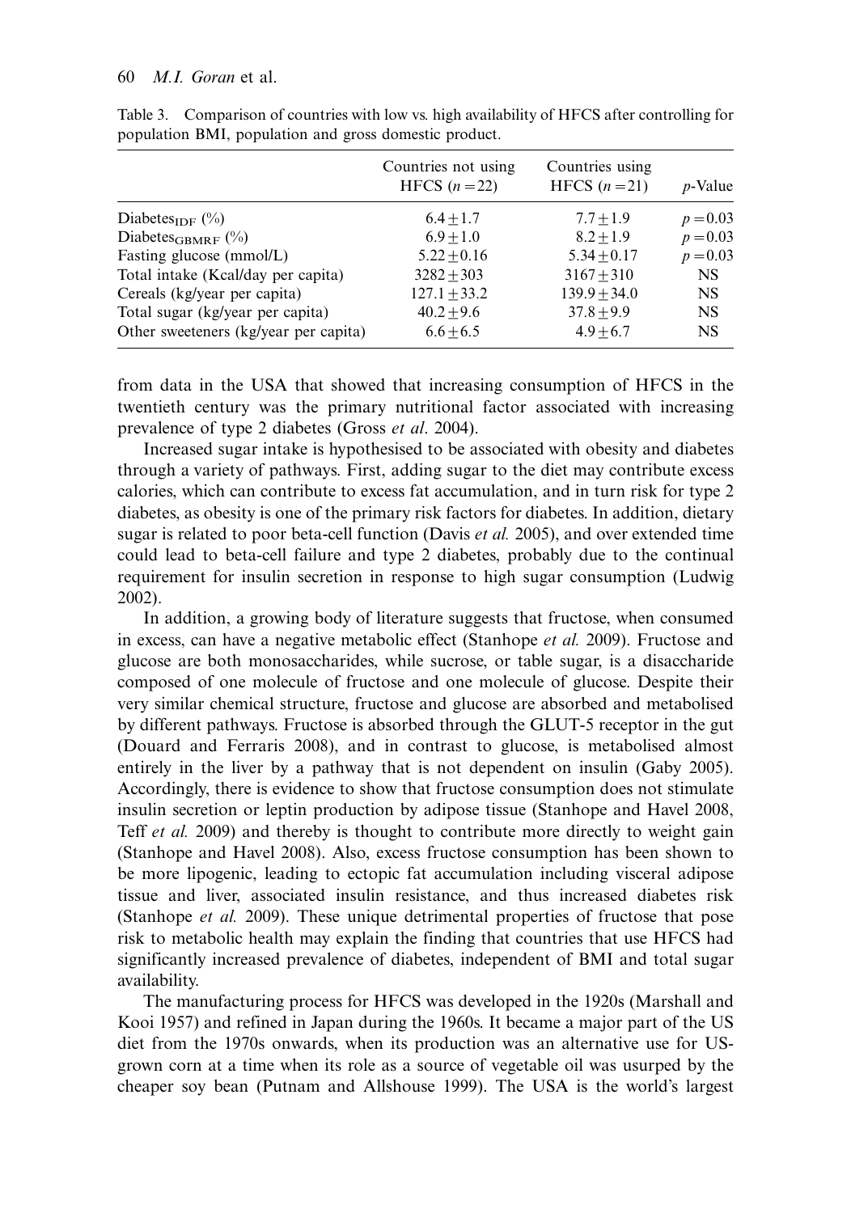Table 3. Comparison of countries with low vs. high availability of HFCS after controlling for population BMI, population and gross domestic product.

| | Countries not using HFCS ($n = 22$) | Countries using HFCS ($n = 21$) | $p$-Value |
|---|---|---|---|
| $\text{Diabetes}_{\text{IDF}}$ (%) | $6.4 \pm 1.7$ | $7.7 \pm 1.9$ | $p = 0.03$ |
| $\text{Diabetes}_{\text{GBMRF}}$ (%) | $6.9 \pm 1.0$ | $8.2 \pm 1.9$ | $p = 0.03$ |
| Fasting glucose (mmol/L) | $5.22 \pm 0.16$ | $5.34 \pm 0.17$ | $p = 0.03$ |
| Total intake (Kcal/day per capita) | $3282 \pm 303$ | $3167 \pm 310$ | NS |
| Cereals (kg/year per capita) | $127.1 \pm 33.2$ | $139.9 \pm 34.0$ | NS |
| Total sugar (kg/year per capita) | $40.2 \pm 9.6$ | $37.8 \pm 9.9$ | NS |
| Other sweeteners (kg/year per capita) | $6.6 \pm 6.5$ | $4.9 \pm 6.7$ | NS |

from data in the USA that showed that increasing consumption of HFCS in the twentieth century was the primary nutritional factor associated with increasing prevalence of type 2 diabetes (Gross *et al*. 2004).

Increased sugar intake is hypothesised to be associated with obesity and diabetes through a variety of pathways. First, adding sugar to the diet may contribute excess calories, which can contribute to excess fat accumulation, and in turn risk for type 2 diabetes, as obesity is one of the primary risk factors for diabetes. In addition, dietary sugar is related to poor beta-cell function (Davis *et al.* 2005), and over extended time could lead to beta-cell failure and type 2 diabetes, probably due to the continual requirement for insulin secretion in response to high sugar consumption (Ludwig 2002).

In addition, a growing body of literature suggests that fructose, when consumed in excess, can have a negative metabolic effect (Stanhope *et al.* 2009). Fructose and glucose are both monosaccharides, while sucrose, or table sugar, is a disaccharide composed of one molecule of fructose and one molecule of glucose. Despite their very similar chemical structure, fructose and glucose are absorbed and metabolised by different pathways. Fructose is absorbed through the GLUT-5 receptor in the gut (Douard and Ferraris 2008), and in contrast to glucose, is metabolised almost entirely in the liver by a pathway that is not dependent on insulin (Gaby 2005). Accordingly, there is evidence to show that fructose consumption does not stimulate insulin secretion or leptin production by adipose tissue (Stanhope and Havel 2008, Teff *et al.* 2009) and thereby is thought to contribute more directly to weight gain (Stanhope and Havel 2008). Also, excess fructose consumption has been shown to be more lipogenic, leading to ectopic fat accumulation including visceral adipose tissue and liver, associated insulin resistance, and thus increased diabetes risk (Stanhope *et al.* 2009). These unique detrimental properties of fructose that pose risk to metabolic health may explain the finding that countries that use HFCS had significantly increased prevalence of diabetes, independent of BMI and total sugar availability.

The manufacturing process for HFCS was developed in the 1920s (Marshall and Kooi 1957) and refined in Japan during the 1960s. It became a major part of the US diet from the 1970s onwards, when its production was an alternative use for US-grown corn at a time when its role as a source of vegetable oil was usurped by the cheaper soy bean (Putnam and Allshouse 1999). The USA is the world's largest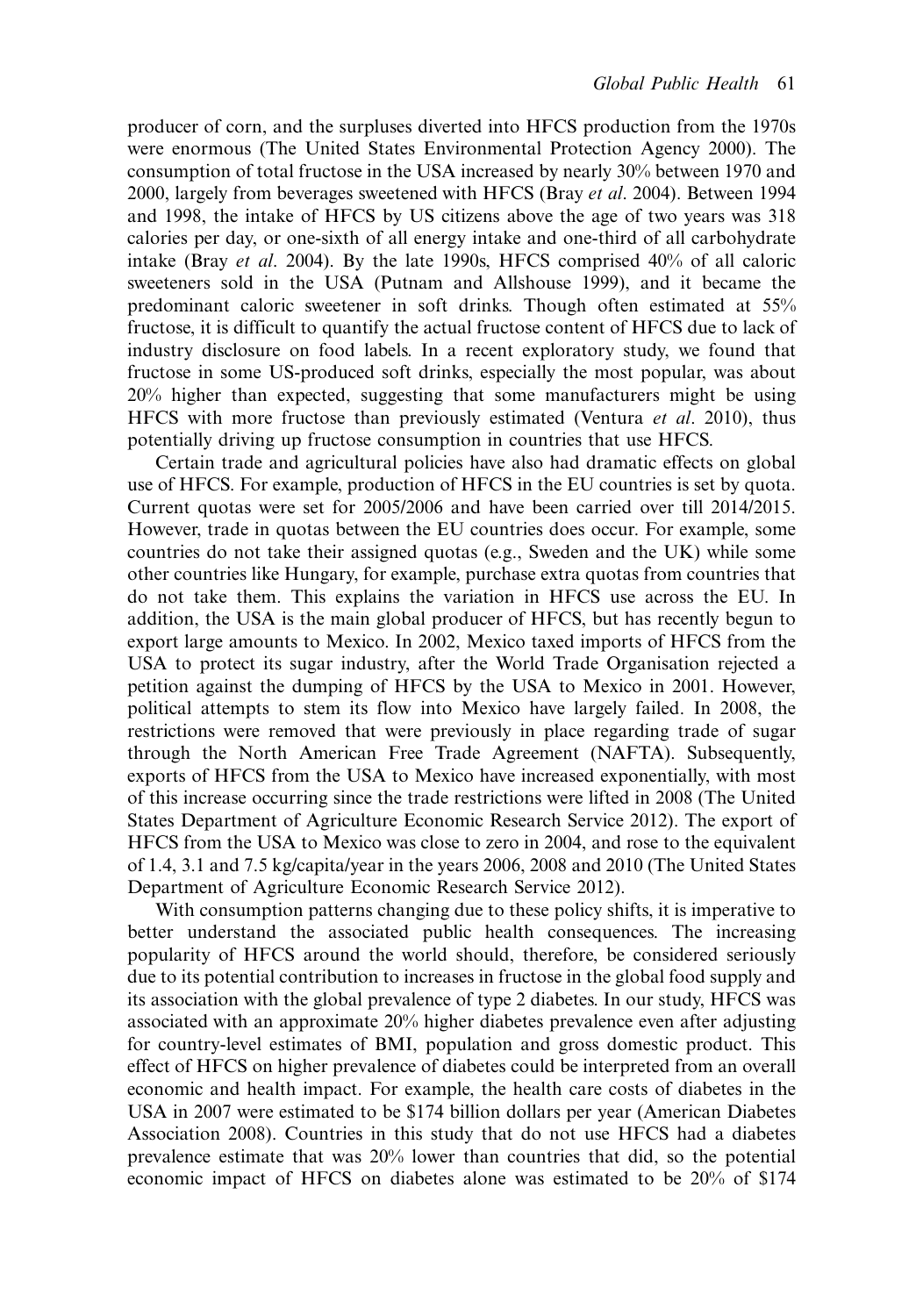producer of corn, and the surpluses diverted into HFCS production from the 1970s were enormous (The United States Environmental Protection Agency 2000). The consumption of total fructose in the USA increased by nearly 30% between 1970 and 2000, largely from beverages sweetened with HFCS (Bray *et al*. 2004). Between 1994 and 1998, the intake of HFCS by US citizens above the age of two years was 318 calories per day, or one-sixth of all energy intake and one-third of all carbohydrate intake (Bray *et al*. 2004). By the late 1990s, HFCS comprised 40% of all caloric sweeteners sold in the USA (Putnam and Allshouse 1999), and it became the predominant caloric sweetener in soft drinks. Though often estimated at 55% fructose, it is difficult to quantify the actual fructose content of HFCS due to lack of industry disclosure on food labels. In a recent exploratory study, we found that fructose in some US-produced soft drinks, especially the most popular, was about 20% higher than expected, suggesting that some manufacturers might be using HFCS with more fructose than previously estimated (Ventura *et al*. 2010), thus potentially driving up fructose consumption in countries that use HFCS.

Certain trade and agricultural policies have also had dramatic effects on global use of HFCS. For example, production of HFCS in the EU countries is set by quota. Current quotas were set for 2005/2006 and have been carried over till 2014/2015. However, trade in quotas between the EU countries does occur. For example, some countries do not take their assigned quotas (e.g., Sweden and the UK) while some other countries like Hungary, for example, purchase extra quotas from countries that do not take them. This explains the variation in HFCS use across the EU. In addition, the USA is the main global producer of HFCS, but has recently begun to export large amounts to Mexico. In 2002, Mexico taxed imports of HFCS from the USA to protect its sugar industry, after the World Trade Organisation rejected a petition against the dumping of HFCS by the USA to Mexico in 2001. However, political attempts to stem its flow into Mexico have largely failed. In 2008, the restrictions were removed that were previously in place regarding trade of sugar through the North American Free Trade Agreement (NAFTA). Subsequently, exports of HFCS from the USA to Mexico have increased exponentially, with most of this increase occurring since the trade restrictions were lifted in 2008 (The United States Department of Agriculture Economic Research Service 2012). The export of HFCS from the USA to Mexico was close to zero in 2004, and rose to the equivalent of 1.4, 3.1 and 7.5 kg/capita/year in the years 2006, 2008 and 2010 (The United States Department of Agriculture Economic Research Service 2012).

With consumption patterns changing due to these policy shifts, it is imperative to better understand the associated public health consequences. The increasing popularity of HFCS around the world should, therefore, be considered seriously due to its potential contribution to increases in fructose in the global food supply and its association with the global prevalence of type 2 diabetes. In our study, HFCS was associated with an approximate 20% higher diabetes prevalence even after adjusting for country-level estimates of BMI, population and gross domestic product. This effect of HFCS on higher prevalence of diabetes could be interpreted from an overall economic and health impact. For example, the health care costs of diabetes in the USA in 2007 were estimated to be $174 billion dollars per year (American Diabetes Association 2008). Countries in this study that do not use HFCS had a diabetes prevalence estimate that was 20% lower than countries that did, so the potential economic impact of HFCS on diabetes alone was estimated to be 20% of $174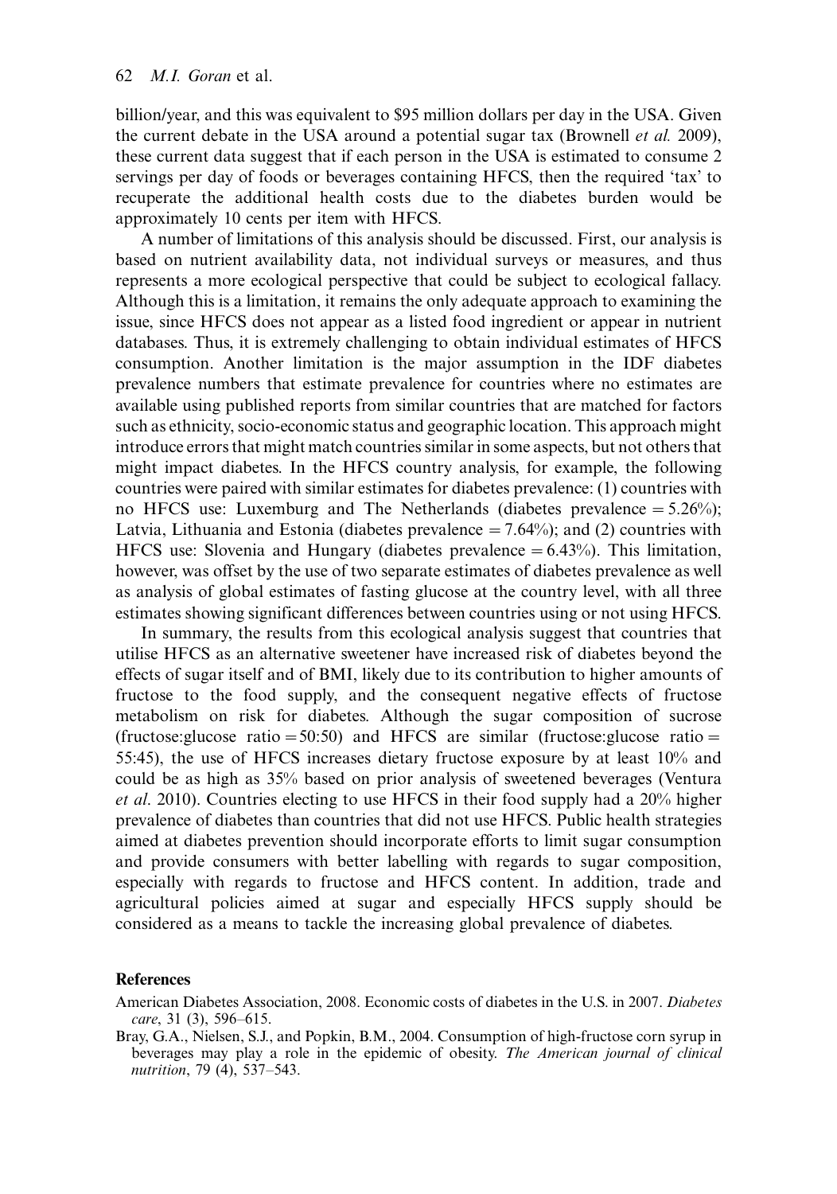billion/year, and this was equivalent to $95 million dollars per day in the USA. Given the current debate in the USA around a potential sugar tax (Brownell *et al.* 2009), these current data suggest that if each person in the USA is estimated to consume 2 servings per day of foods or beverages containing HFCS, then the required 'tax' to recuperate the additional health costs due to the diabetes burden would be approximately 10 cents per item with HFCS.

A number of limitations of this analysis should be discussed. First, our analysis is based on nutrient availability data, not individual surveys or measures, and thus represents a more ecological perspective that could be subject to ecological fallacy. Although this is a limitation, it remains the only adequate approach to examining the issue, since HFCS does not appear as a listed food ingredient or appear in nutrient databases. Thus, it is extremely challenging to obtain individual estimates of HFCS consumption. Another limitation is the major assumption in the IDF diabetes prevalence numbers that estimate prevalence for countries where no estimates are available using published reports from similar countries that are matched for factors such as ethnicity, socio-economic status and geographic location. This approach might introduce errors that might match countries similar in some aspects, but not others that might impact diabetes. In the HFCS country analysis, for example, the following countries were paired with similar estimates for diabetes prevalence: (1) countries with no HFCS use: Luxemburg and The Netherlands (diabetes prevalence = 5.26%); Latvia, Lithuania and Estonia (diabetes prevalence = 7.64%); and (2) countries with HFCS use: Slovenia and Hungary (diabetes prevalence = 6.43%). This limitation, however, was offset by the use of two separate estimates of diabetes prevalence as well as analysis of global estimates of fasting glucose at the country level, with all three estimates showing significant differences between countries using or not using HFCS.

In summary, the results from this ecological analysis suggest that countries that utilise HFCS as an alternative sweetener have increased risk of diabetes beyond the effects of sugar itself and of BMI, likely due to its contribution to higher amounts of fructose to the food supply, and the consequent negative effects of fructose metabolism on risk for diabetes. Although the sugar composition of sucrose (fructose:glucose ratio = 50:50) and HFCS are similar (fructose:glucose ratio = 55:45), the use of HFCS increases dietary fructose exposure by at least 10% and could be as high as 35% based on prior analysis of sweetened beverages (Ventura *et al*. 2010). Countries electing to use HFCS in their food supply had a 20% higher prevalence of diabetes than countries that did not use HFCS. Public health strategies aimed at diabetes prevention should incorporate efforts to limit sugar consumption and provide consumers with better labelling with regards to sugar composition, especially with regards to fructose and HFCS content. In addition, trade and agricultural policies aimed at sugar and especially HFCS supply should be considered as a means to tackle the increasing global prevalence of diabetes.

## References

American Diabetes Association, 2008. Economic costs of diabetes in the U.S. in 2007. *Diabetes care*, 31 (3), 596–615.

Bray, G.A., Nielsen, S.J., and Popkin, B.M., 2004. Consumption of high-fructose corn syrup in beverages may play a role in the epidemic of obesity. *The American journal of clinical nutrition*, 79 (4), 537–543.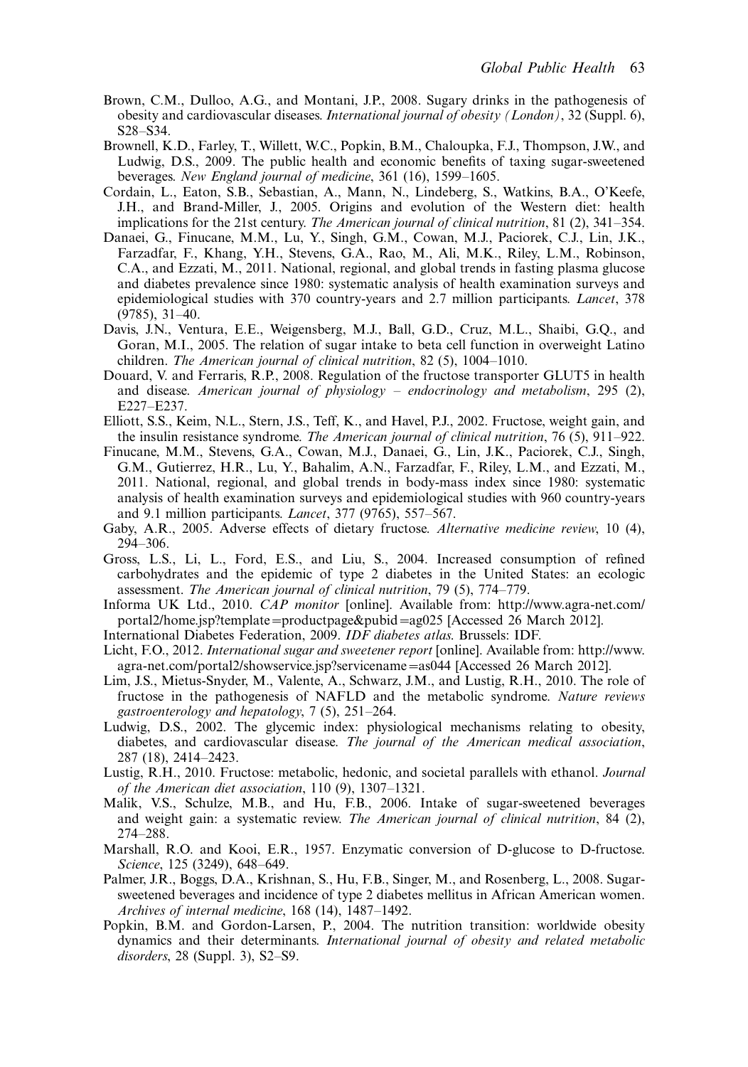Brown, C.M., Dulloo, A.G., and Montani, J.P., 2008. Sugary drinks in the pathogenesis of obesity and cardiovascular diseases. *International journal of obesity (London)*, 32 (Suppl. 6), S28–S34.

Brownell, K.D., Farley, T., Willett, W.C., Popkin, B.M., Chaloupka, F.J., Thompson, J.W., and Ludwig, D.S., 2009. The public health and economic benefits of taxing sugar-sweetened beverages. *New England journal of medicine*, 361 (16), 1599–1605.

Cordain, L., Eaton, S.B., Sebastian, A., Mann, N., Lindeberg, S., Watkins, B.A., O'Keefe, J.H., and Brand-Miller, J., 2005. Origins and evolution of the Western diet: health implications for the 21st century. *The American journal of clinical nutrition*, 81 (2), 341–354.

Danaei, G., Finucane, M.M., Lu, Y., Singh, G.M., Cowan, M.J., Paciorek, C.J., Lin, J.K., Farzadfar, F., Khang, Y.H., Stevens, G.A., Rao, M., Ali, M.K., Riley, L.M., Robinson, C.A., and Ezzati, M., 2011. National, regional, and global trends in fasting plasma glucose and diabetes prevalence since 1980: systematic analysis of health examination surveys and epidemiological studies with 370 country-years and 2.7 million participants. *Lancet*, 378 (9785), 31–40.

Davis, J.N., Ventura, E.E., Weigensberg, M.J., Ball, G.D., Cruz, M.L., Shaibi, G.Q., and Goran, M.I., 2005. The relation of sugar intake to beta cell function in overweight Latino children. *The American journal of clinical nutrition*, 82 (5), 1004–1010.

Douard, V. and Ferraris, R.P., 2008. Regulation of the fructose transporter GLUT5 in health and disease. *American journal of physiology – endocrinology and metabolism*, 295 (2), E227–E237.

Elliott, S.S., Keim, N.L., Stern, J.S., Teff, K., and Havel, P.J., 2002. Fructose, weight gain, and the insulin resistance syndrome. *The American journal of clinical nutrition*, 76 (5), 911–922.

Finucane, M.M., Stevens, G.A., Cowan, M.J., Danaei, G., Lin, J.K., Paciorek, C.J., Singh, G.M., Gutierrez, H.R., Lu, Y., Bahalim, A.N., Farzadfar, F., Riley, L.M., and Ezzati, M., 2011. National, regional, and global trends in body-mass index since 1980: systematic analysis of health examination surveys and epidemiological studies with 960 country-years and 9.1 million participants. *Lancet*, 377 (9765), 557–567.

Gaby, A.R., 2005. Adverse effects of dietary fructose. *Alternative medicine review*, 10 (4), 294–306.

Gross, L.S., Li, L., Ford, E.S., and Liu, S., 2004. Increased consumption of refined carbohydrates and the epidemic of type 2 diabetes in the United States: an ecologic assessment. *The American journal of clinical nutrition*, 79 (5), 774–779.

Informa UK Ltd., 2010. *CAP monitor* [online]. Available from: http://www.agra-net.com/portal2/home.jsp?template=productpage&pubid=ag025 [Accessed 26 March 2012].

International Diabetes Federation, 2009. *IDF diabetes atlas*. Brussels: IDF.

Licht, F.O., 2012. *International sugar and sweetener report* [online]. Available from: http://www.agra-net.com/portal2/showservice.jsp?servicename=as044 [Accessed 26 March 2012].

Lim, J.S., Mietus-Snyder, M., Valente, A., Schwarz, J.M., and Lustig, R.H., 2010. The role of fructose in the pathogenesis of NAFLD and the metabolic syndrome. *Nature reviews gastroenterology and hepatology*, 7 (5), 251–264.

Ludwig, D.S., 2002. The glycemic index: physiological mechanisms relating to obesity, diabetes, and cardiovascular disease. *The journal of the American medical association*, 287 (18), 2414–2423.

Lustig, R.H., 2010. Fructose: metabolic, hedonic, and societal parallels with ethanol. *Journal of the American diet association*, 110 (9), 1307–1321.

Malik, V.S., Schulze, M.B., and Hu, F.B., 2006. Intake of sugar-sweetened beverages and weight gain: a systematic review. *The American journal of clinical nutrition*, 84 (2), 274–288.

Marshall, R.O. and Kooi, E.R., 1957. Enzymatic conversion of D-glucose to D-fructose. *Science*, 125 (3249), 648–649.

Palmer, J.R., Boggs, D.A., Krishnan, S., Hu, F.B., Singer, M., and Rosenberg, L., 2008. Sugar-sweetened beverages and incidence of type 2 diabetes mellitus in African American women. *Archives of internal medicine*, 168 (14), 1487–1492.

Popkin, B.M. and Gordon-Larsen, P., 2004. The nutrition transition: worldwide obesity dynamics and their determinants. *International journal of obesity and related metabolic disorders*, 28 (Suppl. 3), S2–S9.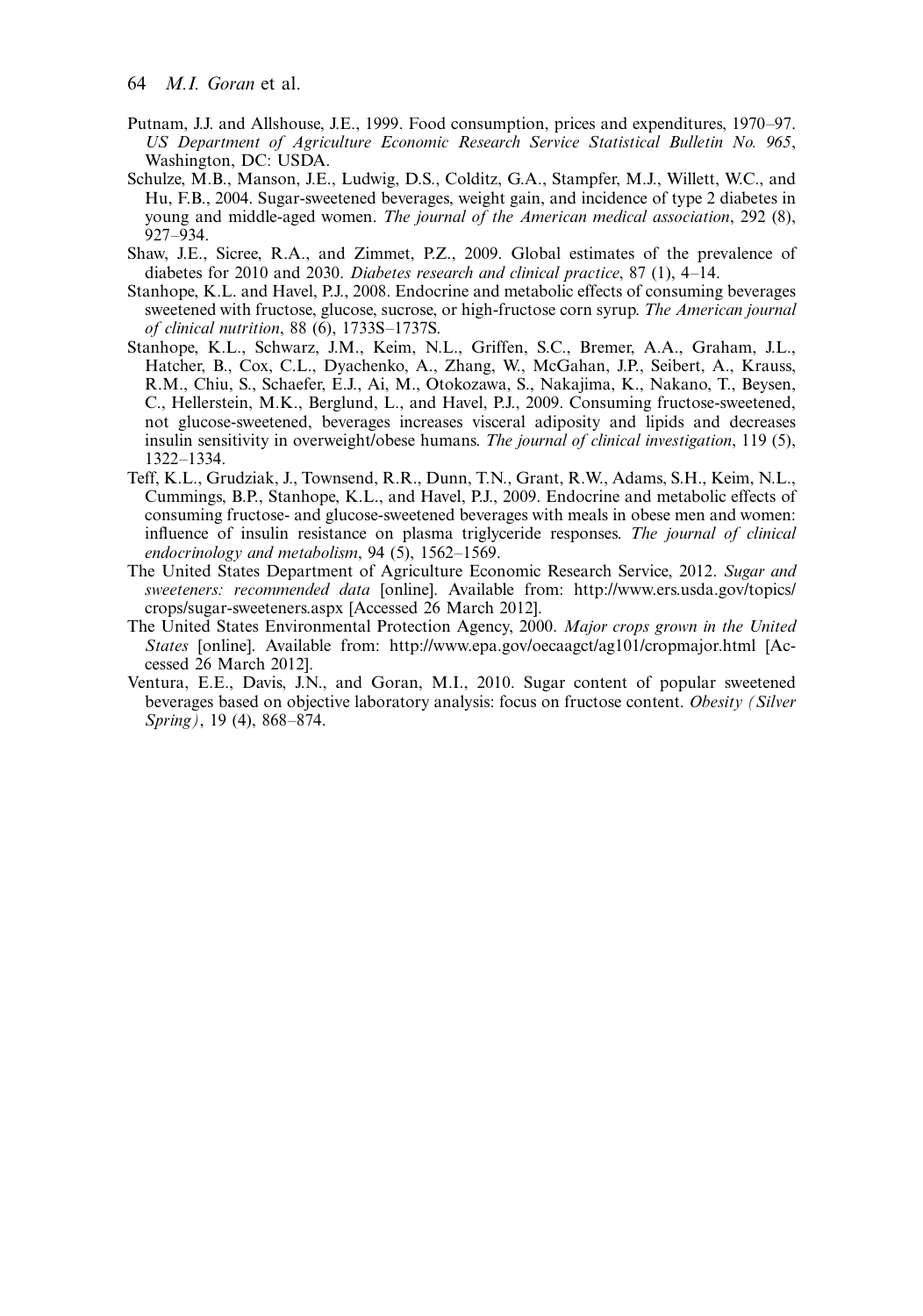Putnam, J.J. and Allshouse, J.E., 1999. Food consumption, prices and expenditures, 1970–97. *US Department of Agriculture Economic Research Service Statistical Bulletin No. 965*, Washington, DC: USDA.

Schulze, M.B., Manson, J.E., Ludwig, D.S., Colditz, G.A., Stampfer, M.J., Willett, W.C., and Hu, F.B., 2004. Sugar-sweetened beverages, weight gain, and incidence of type 2 diabetes in young and middle-aged women. *The journal of the American medical association*, 292 (8), 927–934.

Shaw, J.E., Sicree, R.A., and Zimmet, P.Z., 2009. Global estimates of the prevalence of diabetes for 2010 and 2030. *Diabetes research and clinical practice*, 87 (1), 4–14.

Stanhope, K.L. and Havel, P.J., 2008. Endocrine and metabolic effects of consuming beverages sweetened with fructose, glucose, sucrose, or high-fructose corn syrup. *The American journal of clinical nutrition*, 88 (6), 1733S–1737S.

Stanhope, K.L., Schwarz, J.M., Keim, N.L., Griffen, S.C., Bremer, A.A., Graham, J.L., Hatcher, B., Cox, C.L., Dyachenko, A., Zhang, W., McGahan, J.P., Seibert, A., Krauss, R.M., Chiu, S., Schaefer, E.J., Ai, M., Otokozawa, S., Nakajima, K., Nakano, T., Beysen, C., Hellerstein, M.K., Berglund, L., and Havel, P.J., 2009. Consuming fructose-sweetened, not glucose-sweetened, beverages increases visceral adiposity and lipids and decreases insulin sensitivity in overweight/obese humans. *The journal of clinical investigation*, 119 (5), 1322–1334.

Teff, K.L., Grudziak, J., Townsend, R.R., Dunn, T.N., Grant, R.W., Adams, S.H., Keim, N.L., Cummings, B.P., Stanhope, K.L., and Havel, P.J., 2009. Endocrine and metabolic effects of consuming fructose- and glucose-sweetened beverages with meals in obese men and women: influence of insulin resistance on plasma triglyceride responses. *The journal of clinical endocrinology and metabolism*, 94 (5), 1562–1569.

The United States Department of Agriculture Economic Research Service, 2012. *Sugar and sweeteners: recommended data* [online]. Available from: http://www.ers.usda.gov/topics/crops/sugar-sweeteners.aspx [Accessed 26 March 2012].

The United States Environmental Protection Agency, 2000. *Major crops grown in the United States* [online]. Available from: http://www.epa.gov/oecaagct/ag101/cropmajor.html [Accessed 26 March 2012].

Ventura, E.E., Davis, J.N., and Goran, M.I., 2010. Sugar content of popular sweetened beverages based on objective laboratory analysis: focus on fructose content. *Obesity (Silver Spring)*, 19 (4), 868–874.